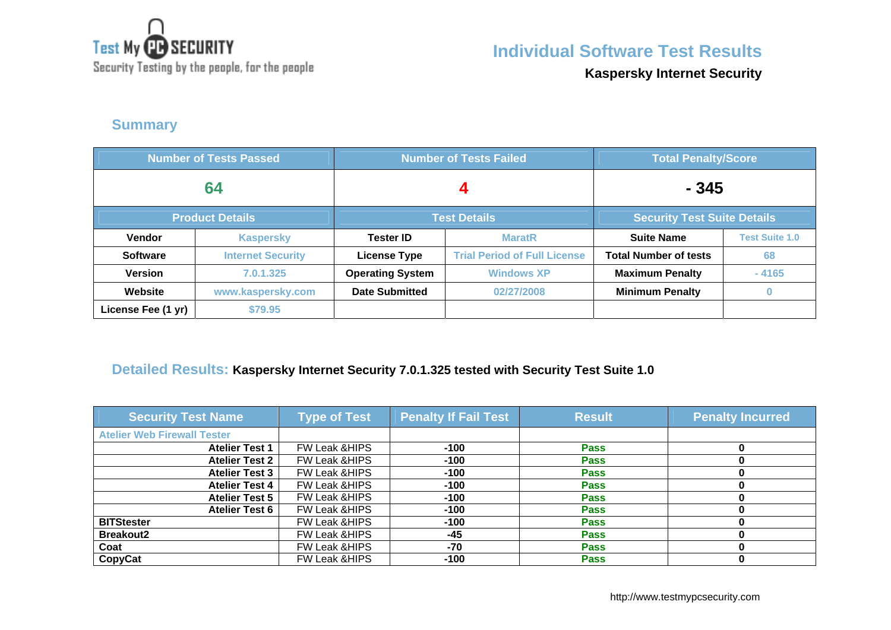Test My PC SECURITY
Security Testing by the people, for the people

# Individual Software Test Results

**Kaspersky Internet Security**

## Summary

| Number of Tests Passed | | Number of Tests Failed | | Total Penalty/Score | |
|---|---|---|---|---|---|
| 64 | | 4 | | - 345 | |
| **Product Details** | | **Test Details** | | **Security Test Suite Details** | |
| Vendor | Kaspersky | Tester ID | MaratR | Suite Name | Test Suite 1.0 |
| Software | Internet Security | License Type | Trial Period of Full License | Total Number of tests | 68 |
| Version | 7.0.1.325 | Operating System | Windows XP | Maximum Penalty | - 4165 |
| Website | www.kaspersky.com | Date Submitted | 02/27/2008 | Minimum Penalty | 0 |
| License Fee (1 yr) | $79.95 | | | | |

## Detailed Results: Kaspersky Internet Security 7.0.1.325 tested with Security Test Suite 1.0

| Security Test Name | Type of Test | Penalty If Fail Test | Result | Penalty Incurred |
|---|---|---|---|---|
| Atelier Web Firewall Tester | | | | |
| **Atelier Test 1** | FW Leak &HIPS | -100 | Pass | 0 |
| **Atelier Test 2** | FW Leak &HIPS | -100 | Pass | 0 |
| **Atelier Test 3** | FW Leak &HIPS | -100 | Pass | 0 |
| **Atelier Test 4** | FW Leak &HIPS | -100 | Pass | 0 |
| **Atelier Test 5** | FW Leak &HIPS | -100 | Pass | 0 |
| **Atelier Test 6** | FW Leak &HIPS | -100 | Pass | 0 |
| **BITStester** | FW Leak &HIPS | -100 | Pass | 0 |
| **Breakout2** | FW Leak &HIPS | -45 | Pass | 0 |
| **Coat** | FW Leak &HIPS | -70 | Pass | 0 |
| **CopyCat** | FW Leak &HIPS | -100 | Pass | 0 |

http://www.testmypcsecurity.com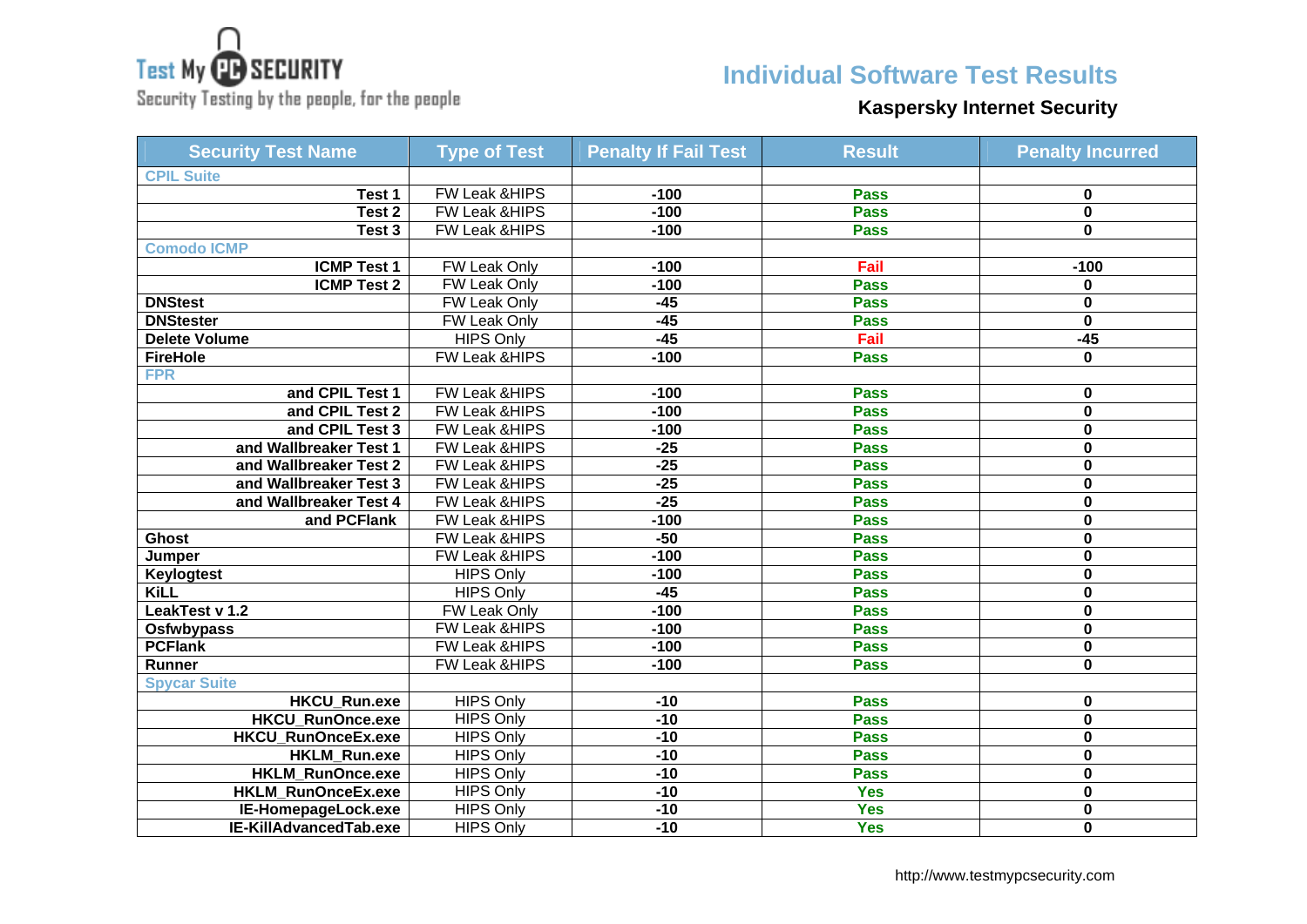Test My PC SECURITY
Security Testing by the people, for the people

# Individual Software Test Results

## Kaspersky Internet Security

| Security Test Name | Type of Test | Penalty If Fail Test | Result | Penalty Incurred |
|---|---|---|---|---|
| CPIL Suite | | | | |
| Test 1 | FW Leak &HIPS | -100 | Pass | 0 |
| Test 2 | FW Leak &HIPS | -100 | Pass | 0 |
| Test 3 | FW Leak &HIPS | -100 | Pass | 0 |
| Comodo ICMP | | | | |
| ICMP Test 1 | FW Leak Only | -100 | Fail | -100 |
| ICMP Test 2 | FW Leak Only | -100 | Pass | 0 |
| DNStest | FW Leak Only | -45 | Pass | 0 |
| DNStester | FW Leak Only | -45 | Pass | 0 |
| Delete Volume | HIPS Only | -45 | Fail | -45 |
| FireHole | FW Leak &HIPS | -100 | Pass | 0 |
| FPR | | | | |
| and CPIL Test 1 | FW Leak &HIPS | -100 | Pass | 0 |
| and CPIL Test 2 | FW Leak &HIPS | -100 | Pass | 0 |
| and CPIL Test 3 | FW Leak &HIPS | -100 | Pass | 0 |
| and Wallbreaker Test 1 | FW Leak &HIPS | -25 | Pass | 0 |
| and Wallbreaker Test 2 | FW Leak &HIPS | -25 | Pass | 0 |
| and Wallbreaker Test 3 | FW Leak &HIPS | -25 | Pass | 0 |
| and Wallbreaker Test 4 | FW Leak &HIPS | -25 | Pass | 0 |
| and PCFlank | FW Leak &HIPS | -100 | Pass | 0 |
| Ghost | FW Leak &HIPS | -50 | Pass | 0 |
| Jumper | FW Leak &HIPS | -100 | Pass | 0 |
| Keylogtest | HIPS Only | -100 | Pass | 0 |
| KiLL | HIPS Only | -45 | Pass | 0 |
| LeakTest v 1.2 | FW Leak Only | -100 | Pass | 0 |
| Osfwbypass | FW Leak &HIPS | -100 | Pass | 0 |
| PCFlank | FW Leak &HIPS | -100 | Pass | 0 |
| Runner | FW Leak &HIPS | -100 | Pass | 0 |
| Spycar Suite | | | | |
| HKCU_Run.exe | HIPS Only | -10 | Pass | 0 |
| HKCU_RunOnce.exe | HIPS Only | -10 | Pass | 0 |
| HKCU_RunOnceEx.exe | HIPS Only | -10 | Pass | 0 |
| HKLM_Run.exe | HIPS Only | -10 | Pass | 0 |
| HKLM_RunOnce.exe | HIPS Only | -10 | Pass | 0 |
| HKLM_RunOnceEx.exe | HIPS Only | -10 | Yes | 0 |
| IE-HomepageLock.exe | HIPS Only | -10 | Yes | 0 |
| IE-KillAdvancedTab.exe | HIPS Only | -10 | Yes | 0 |

http://www.testmypcsecurity.com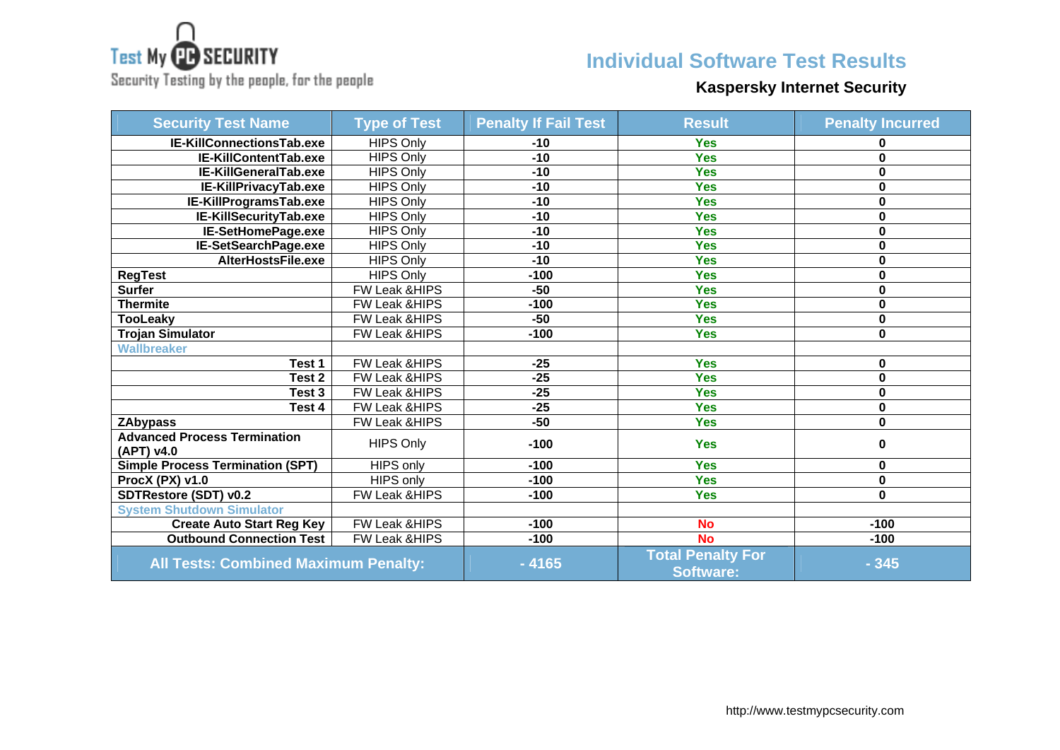Test My PC SECURITY

Security Testing by the people, for the people

# Individual Software Test Results

## Kaspersky Internet Security

| Security Test Name | Type of Test | Penalty If Fail Test | Result | Penalty Incurred |
|---|---|---|---|---|
| IE-KillConnectionsTab.exe | HIPS Only | -10 | Yes | 0 |
| IE-KillContentTab.exe | HIPS Only | -10 | Yes | 0 |
| IE-KillGeneralTab.exe | HIPS Only | -10 | Yes | 0 |
| IE-KillPrivacyTab.exe | HIPS Only | -10 | Yes | 0 |
| IE-KillProgramsTab.exe | HIPS Only | -10 | Yes | 0 |
| IE-KillSecurityTab.exe | HIPS Only | -10 | Yes | 0 |
| IE-SetHomePage.exe | HIPS Only | -10 | Yes | 0 |
| IE-SetSearchPage.exe | HIPS Only | -10 | Yes | 0 |
| AlterHostsFile.exe | HIPS Only | -10 | Yes | 0 |
| RegTest | HIPS Only | -100 | Yes | 0 |
| Surfer | FW Leak &HIPS | -50 | Yes | 0 |
| Thermite | FW Leak &HIPS | -100 | Yes | 0 |
| TooLeaky | FW Leak &HIPS | -50 | Yes | 0 |
| Trojan Simulator | FW Leak &HIPS | -100 | Yes | 0 |
| Wallbreaker | | | | |
| Test 1 | FW Leak &HIPS | -25 | Yes | 0 |
| Test 2 | FW Leak &HIPS | -25 | Yes | 0 |
| Test 3 | FW Leak &HIPS | -25 | Yes | 0 |
| Test 4 | FW Leak &HIPS | -25 | Yes | 0 |
| ZAbypass | FW Leak &HIPS | -50 | Yes | 0 |
| Advanced Process Termination (APT) v4.0 | HIPS Only | -100 | Yes | 0 |
| Simple Process Termination (SPT) | HIPS only | -100 | Yes | 0 |
| ProcX (PX) v1.0 | HIPS only | -100 | Yes | 0 |
| SDTRestore (SDT) v0.2 | FW Leak &HIPS | -100 | Yes | 0 |
| System Shutdown Simulator | | | | |
| Create Auto Start Reg Key | FW Leak &HIPS | -100 | No | -100 |
| Outbound Connection Test | FW Leak &HIPS | -100 | No | -100 |
| All Tests: Combined Maximum Penalty: | | - 4165 | Total Penalty For Software: | - 345 |

http://www.testmypcsecurity.com